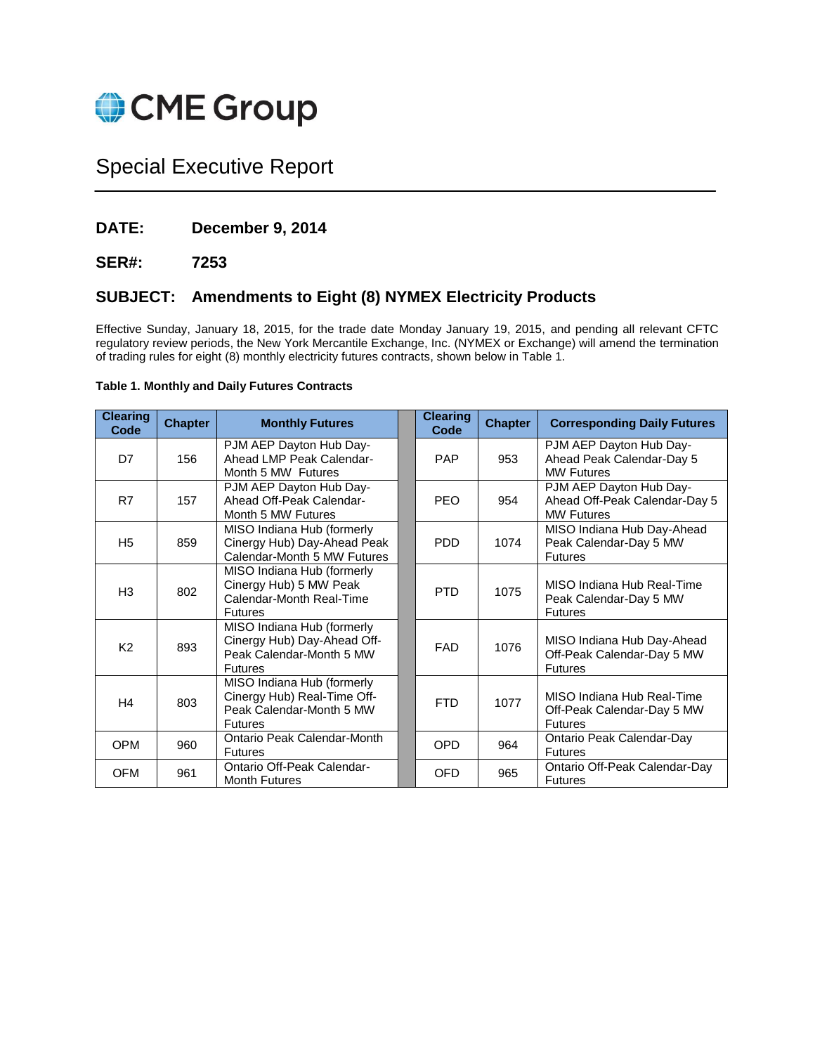CME Group

# Special Executive Report

**DATE:** December 9, 2014

**SER#:** 7253

**SUBJECT: Amendments to Eight (8) NYMEX Electricity Products**

Effective Sunday, January 18, 2015, for the trade date Monday January 19, 2015, and pending all relevant CFTC regulatory review periods, the New York Mercantile Exchange, Inc. (NYMEX or Exchange) will amend the termination of trading rules for eight (8) monthly electricity futures contracts, shown below in Table 1.

**Table 1. Monthly and Daily Futures Contracts**

| Clearing Code | Chapter | Monthly Futures | | Clearing Code | Chapter | Corresponding Daily Futures |
|---|---|---|---|---|---|---|
| D7 | 156 | PJM AEP Dayton Hub Day-Ahead LMP Peak Calendar-Month 5 MW Futures | | PAP | 953 | PJM AEP Dayton Hub Day-Ahead Peak Calendar-Day 5 MW Futures |
| R7 | 157 | PJM AEP Dayton Hub Day-Ahead Off-Peak Calendar-Month 5 MW Futures | | PEO | 954 | PJM AEP Dayton Hub Day-Ahead Off-Peak Calendar-Day 5 MW Futures |
| H5 | 859 | MISO Indiana Hub (formerly Cinergy Hub) Day-Ahead Peak Calendar-Month 5 MW Futures | | PDD | 1074 | MISO Indiana Hub Day-Ahead Peak Calendar-Day 5 MW Futures |
| H3 | 802 | MISO Indiana Hub (formerly Cinergy Hub) 5 MW Peak Calendar-Month Real-Time Futures | | PTD | 1075 | MISO Indiana Hub Real-Time Peak Calendar-Day 5 MW Futures |
| K2 | 893 | MISO Indiana Hub (formerly Cinergy Hub) Day-Ahead Off-Peak Calendar-Month 5 MW Futures | | FAD | 1076 | MISO Indiana Hub Day-Ahead Off-Peak Calendar-Day 5 MW Futures |
| H4 | 803 | MISO Indiana Hub (formerly Cinergy Hub) Real-Time Off-Peak Calendar-Month 5 MW Futures | | FTD | 1077 | MISO Indiana Hub Real-Time Off-Peak Calendar-Day 5 MW Futures |
| OPM | 960 | Ontario Peak Calendar-Month Futures | | OPD | 964 | Ontario Peak Calendar-Day Futures |
| OFM | 961 | Ontario Off-Peak Calendar-Month Futures | | OFD | 965 | Ontario Off-Peak Calendar-Day Futures |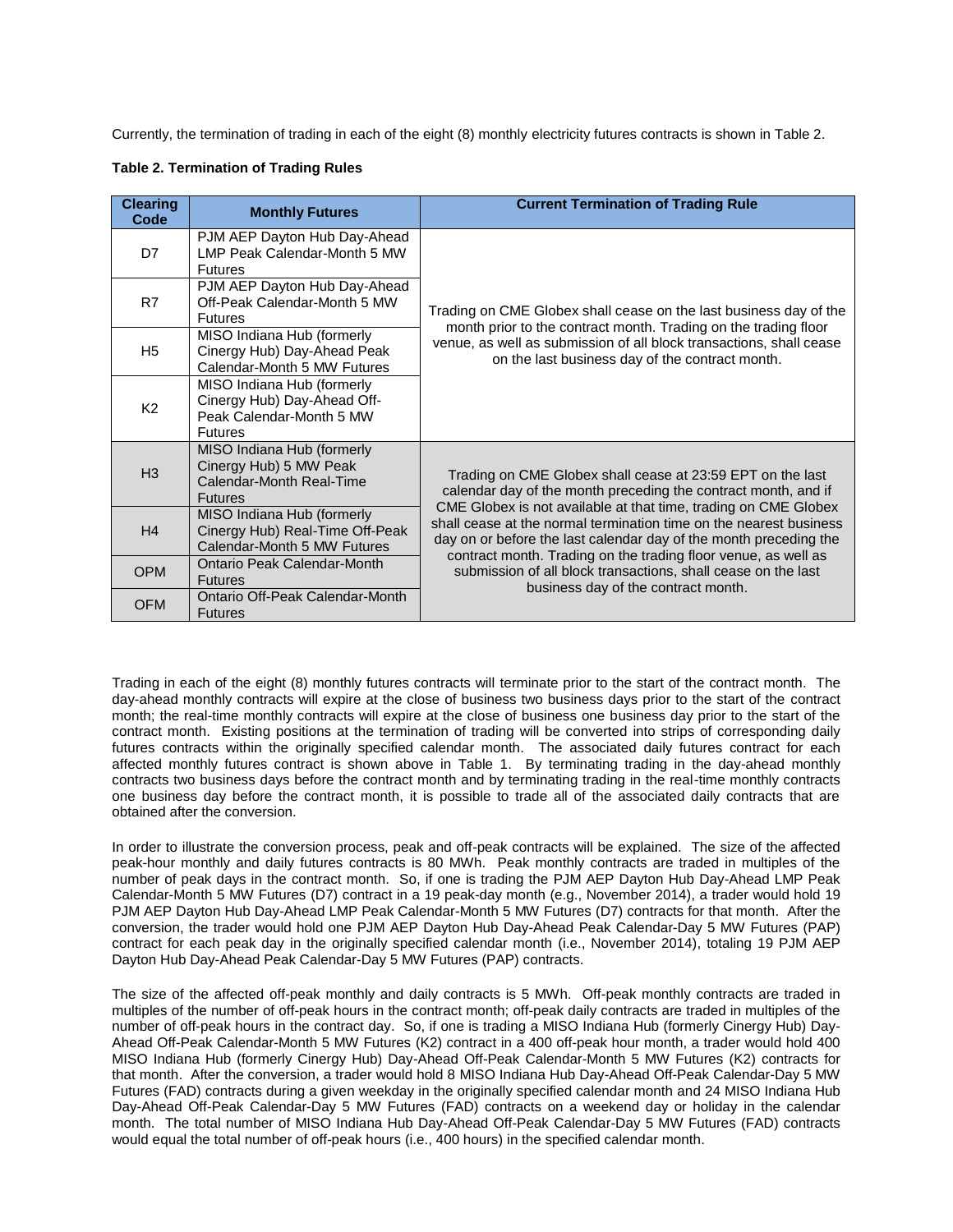Currently, the termination of trading in each of the eight (8) monthly electricity futures contracts is shown in Table 2.

**Table 2. Termination of Trading Rules**

| Clearing Code | Monthly Futures | Current Termination of Trading Rule |
|---|---|---|
| D7 | PJM AEP Dayton Hub Day-Ahead LMP Peak Calendar-Month 5 MW Futures | Trading on CME Globex shall cease on the last business day of the month prior to the contract month. Trading on the trading floor venue, as well as submission of all block transactions, shall cease on the last business day of the contract month. |
| R7 | PJM AEP Dayton Hub Day-Ahead Off-Peak Calendar-Month 5 MW Futures | |
| H5 | MISO Indiana Hub (formerly Cinergy Hub) Day-Ahead Peak Calendar-Month 5 MW Futures | |
| K2 | MISO Indiana Hub (formerly Cinergy Hub) Day-Ahead Off-Peak Calendar-Month 5 MW Futures | |
| H3 | MISO Indiana Hub (formerly Cinergy Hub) 5 MW Peak Calendar-Month Real-Time Futures | Trading on CME Globex shall cease at 23:59 EPT on the last calendar day of the month preceding the contract month, and if CME Globex is not available at that time, trading on CME Globex shall cease at the normal termination time on the nearest business day on or before the last calendar day of the month preceding the contract month. Trading on the trading floor venue, as well as submission of all block transactions, shall cease on the last business day of the contract month. |
| H4 | MISO Indiana Hub (formerly Cinergy Hub) Real-Time Off-Peak Calendar-Month 5 MW Futures | |
| OPM | Ontario Peak Calendar-Month Futures | |
| OFM | Ontario Off-Peak Calendar-Month Futures | |

Trading in each of the eight (8) monthly futures contracts will terminate prior to the start of the contract month. The day-ahead monthly contracts will expire at the close of business two business days prior to the start of the contract month; the real-time monthly contracts will expire at the close of business one business day prior to the start of the contract month. Existing positions at the termination of trading will be converted into strips of corresponding daily futures contracts within the originally specified calendar month. The associated daily futures contract for each affected monthly futures contract is shown above in Table 1. By terminating trading in the day-ahead monthly contracts two business days before the contract month and by terminating trading in the real-time monthly contracts one business day before the contract month, it is possible to trade all of the associated daily contracts that are obtained after the conversion.

In order to illustrate the conversion process, peak and off-peak contracts will be explained. The size of the affected peak-hour monthly and daily futures contracts is 80 MWh. Peak monthly contracts are traded in multiples of the number of peak days in the contract month. So, if one is trading the PJM AEP Dayton Hub Day-Ahead LMP Peak Calendar-Month 5 MW Futures (D7) contract in a 19 peak-day month (e.g., November 2014), a trader would hold 19 PJM AEP Dayton Hub Day-Ahead LMP Peak Calendar-Month 5 MW Futures (D7) contracts for that month. After the conversion, the trader would hold one PJM AEP Dayton Hub Day-Ahead Peak Calendar-Day 5 MW Futures (PAP) contract for each peak day in the originally specified calendar month (i.e., November 2014), totaling 19 PJM AEP Dayton Hub Day-Ahead Peak Calendar-Day 5 MW Futures (PAP) contracts.

The size of the affected off-peak monthly and daily contracts is 5 MWh. Off-peak monthly contracts are traded in multiples of the number of off-peak hours in the contract month; off-peak daily contracts are traded in multiples of the number of off-peak hours in the contract day. So, if one is trading a MISO Indiana Hub (formerly Cinergy Hub) Day-Ahead Off-Peak Calendar-Month 5 MW Futures (K2) contract in a 400 off-peak hour month, a trader would hold 400 MISO Indiana Hub (formerly Cinergy Hub) Day-Ahead Off-Peak Calendar-Month 5 MW Futures (K2) contracts for that month. After the conversion, a trader would hold 8 MISO Indiana Hub Day-Ahead Off-Peak Calendar-Day 5 MW Futures (FAD) contracts during a given weekday in the originally specified calendar month and 24 MISO Indiana Hub Day-Ahead Off-Peak Calendar-Day 5 MW Futures (FAD) contracts on a weekend day or holiday in the calendar month. The total number of MISO Indiana Hub Day-Ahead Off-Peak Calendar-Day 5 MW Futures (FAD) contracts would equal the total number of off-peak hours (i.e., 400 hours) in the specified calendar month.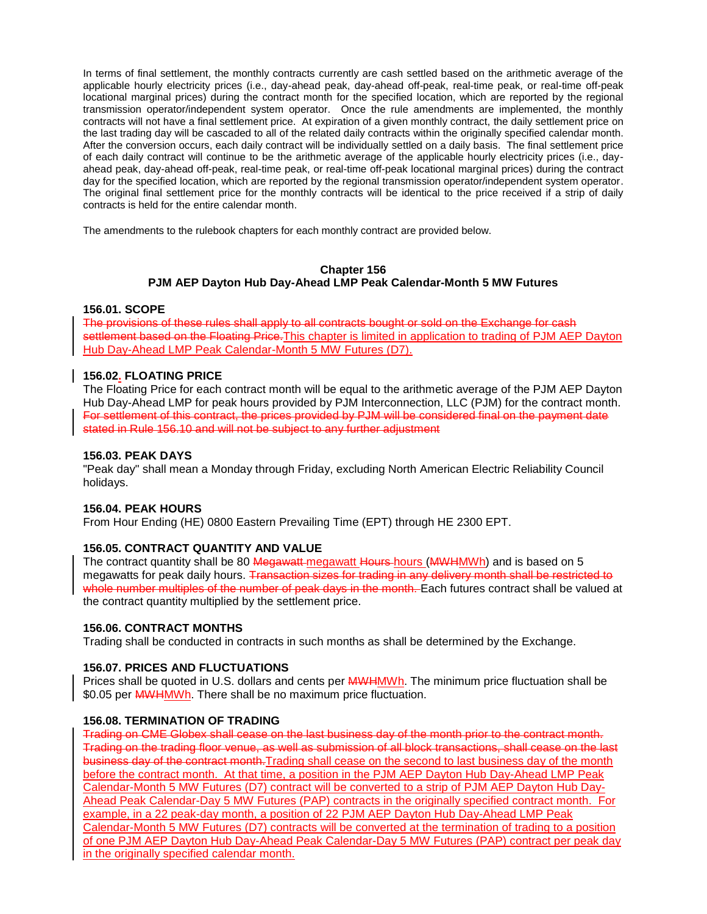In terms of final settlement, the monthly contracts currently are cash settled based on the arithmetic average of the applicable hourly electricity prices (i.e., day-ahead peak, day-ahead off-peak, real-time peak, or real-time off-peak locational marginal prices) during the contract month for the specified location, which are reported by the regional transmission operator/independent system operator. Once the rule amendments are implemented, the monthly contracts will not have a final settlement price. At expiration of a given monthly contract, the daily settlement price on the last trading day will be cascaded to all of the related daily contracts within the originally specified calendar month. After the conversion occurs, each daily contract will be individually settled on a daily basis. The final settlement price of each daily contract will continue to be the arithmetic average of the applicable hourly electricity prices (i.e., day-ahead peak, day-ahead off-peak, real-time peak, or real-time off-peak locational marginal prices) during the contract day for the specified location, which are reported by the regional transmission operator/independent system operator. The original final settlement price for the monthly contracts will be identical to the price received if a strip of daily contracts is held for the entire calendar month.

The amendments to the rulebook chapters for each monthly contract are provided below.

## Chapter 156
## PJM AEP Dayton Hub Day-Ahead LMP Peak Calendar-Month 5 MW Futures

**156.01. SCOPE**

~~The provisions of these rules shall apply to all contracts bought or sold on the Exchange for cash settlement based on the Floating Price.~~This chapter is limited in application to trading of PJM AEP Dayton Hub Day-Ahead LMP Peak Calendar-Month 5 MW Futures (D7).

**156.02. FLOATING PRICE**

The Floating Price for each contract month will be equal to the arithmetic average of the PJM AEP Dayton Hub Day-Ahead LMP for peak hours provided by PJM Interconnection, LLC (PJM) for the contract month. ~~For settlement of this contract, the prices provided by PJM will be considered final on the payment date stated in Rule 156.10 and will not be subject to any further adjustment~~

**156.03. PEAK DAYS**

"Peak day" shall mean a Monday through Friday, excluding North American Electric Reliability Council holidays.

**156.04. PEAK HOURS**

From Hour Ending (HE) 0800 Eastern Prevailing Time (EPT) through HE 2300 EPT.

**156.05. CONTRACT QUANTITY AND VALUE**

The contract quantity shall be 80 ~~Megawatt~~ megawatt ~~Hours~~ hours (~~MWH~~MWh) and is based on 5 megawatts for peak daily hours. ~~Transaction sizes for trading in any delivery month shall be restricted to whole number multiples of the number of peak days in the month.~~ Each futures contract shall be valued at the contract quantity multiplied by the settlement price.

**156.06. CONTRACT MONTHS**

Trading shall be conducted in contracts in such months as shall be determined by the Exchange.

**156.07. PRICES AND FLUCTUATIONS**

Prices shall be quoted in U.S. dollars and cents per ~~MWH~~MWh. The minimum price fluctuation shall be $0.05 per ~~MWH~~MWh. There shall be no maximum price fluctuation.

**156.08. TERMINATION OF TRADING**

~~Trading on CME Globex shall cease on the last business day of the month prior to the contract month. Trading on the trading floor venue, as well as submission of all block transactions, shall cease on the last business day of the contract month.~~Trading shall cease on the second to last business day of the month before the contract month. At that time, a position in the PJM AEP Dayton Hub Day-Ahead LMP Peak Calendar-Month 5 MW Futures (D7) contract will be converted to a strip of PJM AEP Dayton Hub Day-Ahead Peak Calendar-Day 5 MW Futures (PAP) contracts in the originally specified contract month. For example, in a 22 peak-day month, a position of 22 PJM AEP Dayton Hub Day-Ahead LMP Peak Calendar-Month 5 MW Futures (D7) contracts will be converted at the termination of trading to a position of one PJM AEP Dayton Hub Day-Ahead Peak Calendar-Day 5 MW Futures (PAP) contract per peak day in the originally specified calendar month.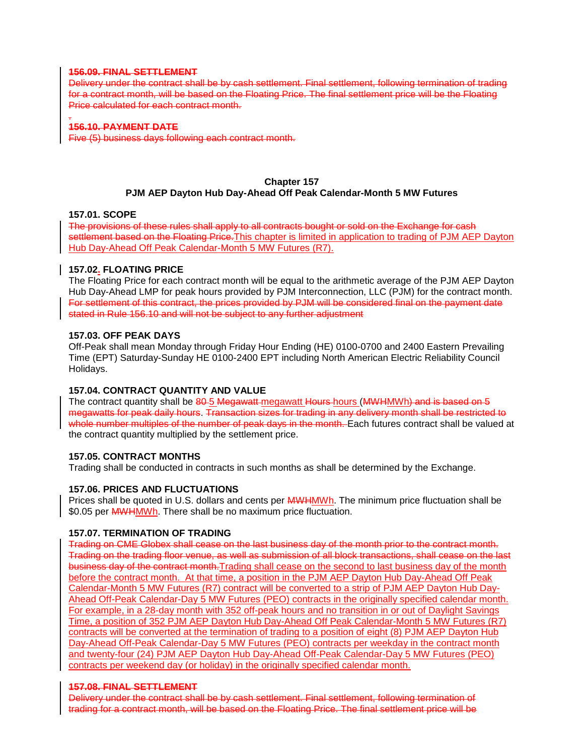**~~156.09. FINAL SETTLEMENT~~**
~~Delivery under the contract shall be by cash settlement. Final settlement, following termination of trading for a contract month, will be based on the Floating Price. The final settlement price will be the Floating Price calculated for each contract month.~~

**~~156.10. PAYMENT DATE~~**
~~Five (5) business days following each contract month.~~

## Chapter 157
## PJM AEP Dayton Hub Day-Ahead Off Peak Calendar-Month 5 MW Futures

**157.01. SCOPE**
~~The provisions of these rules shall apply to all contracts bought or sold on the Exchange for cash settlement based on the Floating Price.~~<u>This chapter is limited in application to trading of PJM AEP Dayton Hub Day-Ahead Off Peak Calendar-Month 5 MW Futures (R7).</u>

**157.02<u>.</u> FLOATING PRICE**
The Floating Price for each contract month will be equal to the arithmetic average of the PJM AEP Dayton Hub Day-Ahead LMP for peak hours provided by PJM Interconnection, LLC (PJM) for the contract month. ~~For settlement of this contract, the prices provided by PJM will be considered final on the payment date stated in Rule 156.10 and will not be subject to any further adjustment~~

**157.03. OFF PEAK DAYS**
Off-Peak shall mean Monday through Friday Hour Ending (HE) 0100-0700 and 2400 Eastern Prevailing Time (EPT) Saturday-Sunday HE 0100-2400 EPT including North American Electric Reliability Council Holidays.

**157.04. CONTRACT QUANTITY AND VALUE**
The contract quantity shall be ~~80~~ <u>5</u> ~~Megawatt~~ <u>megawatt</u> ~~Hours~~ <u>hours</u> (~~MWH~~<u>MWh</u>) ~~and is based on 5 megawatts for peak daily hours~~. ~~Transaction sizes for trading in any delivery month shall be restricted to whole number multiples of the number of peak days in the month.~~ Each futures contract shall be valued at the contract quantity multiplied by the settlement price.

**157.05. CONTRACT MONTHS**
Trading shall be conducted in contracts in such months as shall be determined by the Exchange.

**157.06. PRICES AND FLUCTUATIONS**
Prices shall be quoted in U.S. dollars and cents per ~~MWH~~<u>MWh</u>. The minimum price fluctuation shall be \$0.05 per ~~MWH~~<u>MWh</u>. There shall be no maximum price fluctuation.

**157.07. TERMINATION OF TRADING**
~~Trading on CME Globex shall cease on the last business day of the month prior to the contract month. Trading on the trading floor venue, as well as submission of all block transactions, shall cease on the last business day of the contract month.~~<u>Trading shall cease on the second to last business day of the month before the contract month. At that time, a position in the PJM AEP Dayton Hub Day-Ahead Off Peak Calendar-Month 5 MW Futures (R7) contract will be converted to a strip of PJM AEP Dayton Hub Day-Ahead Off-Peak Calendar-Day 5 MW Futures (PEO) contracts in the originally specified calendar month. For example, in a 28-day month with 352 off-peak hours and no transition in or out of Daylight Savings Time, a position of 352 PJM AEP Dayton Hub Day-Ahead Off Peak Calendar-Month 5 MW Futures (R7) contracts will be converted at the termination of trading to a position of eight (8) PJM AEP Dayton Hub Day-Ahead Off-Peak Calendar-Day 5 MW Futures (PEO) contracts per weekday in the contract month and twenty-four (24) PJM AEP Dayton Hub Day-Ahead Off-Peak Calendar-Day 5 MW Futures (PEO) contracts per weekend day (or holiday) in the originally specified calendar month.</u>

**~~157.08. FINAL SETTLEMENT~~**
~~Delivery under the contract shall be by cash settlement. Final settlement, following termination of trading for a contract month, will be based on the Floating Price. The final settlement price will be~~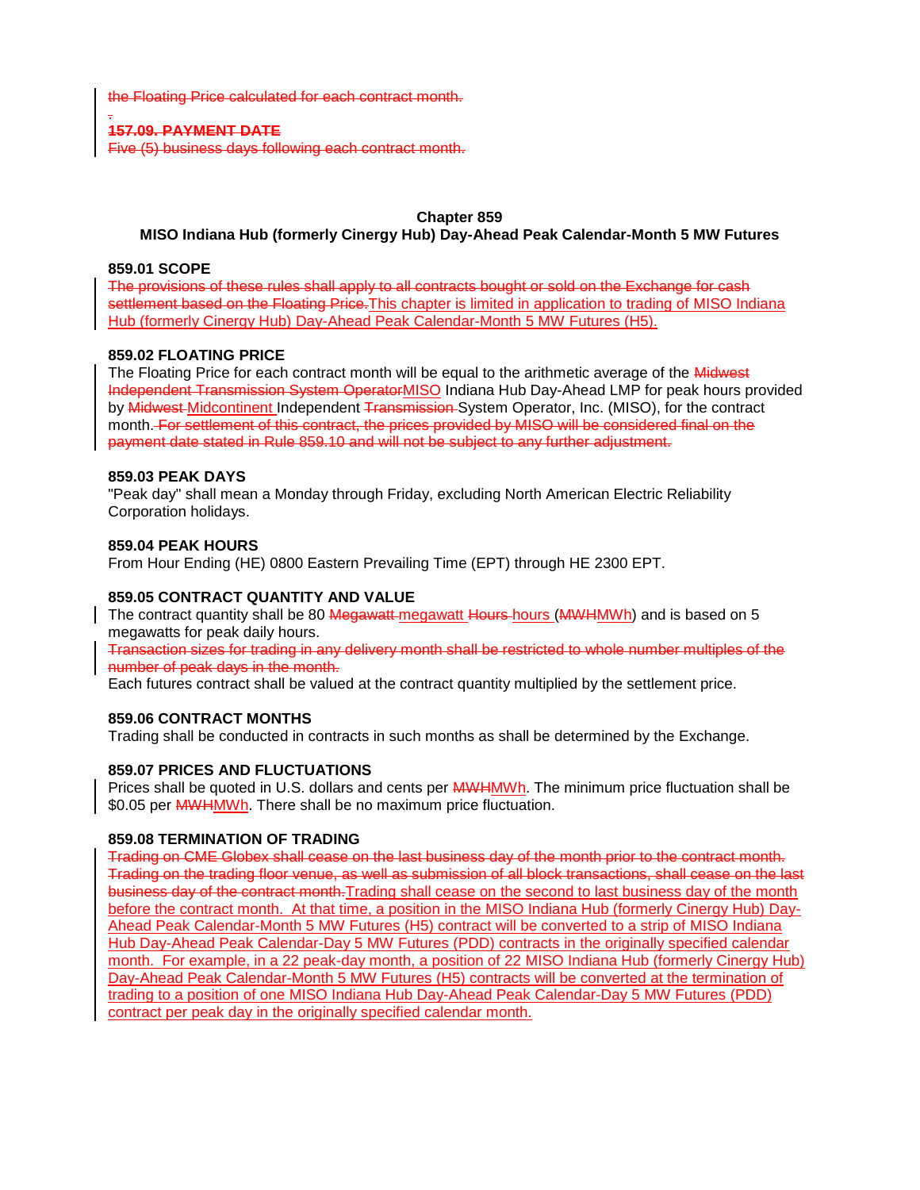the Floating Price calculated for each contract month.

**157.09. PAYMENT DATE**
Five (5) business days following each contract month.

## Chapter 859
## MISO Indiana Hub (formerly Cinergy Hub) Day-Ahead Peak Calendar-Month 5 MW Futures

**859.01 SCOPE**
The provisions of these rules shall apply to all contracts bought or sold on the Exchange for cash settlement based on the Floating Price.This chapter is limited in application to trading of MISO Indiana Hub (formerly Cinergy Hub) Day-Ahead Peak Calendar-Month 5 MW Futures (H5).

**859.02 FLOATING PRICE**
The Floating Price for each contract month will be equal to the arithmetic average of the Midwest Independent Transmission System OperatorMISO Indiana Hub Day-Ahead LMP for peak hours provided by Midwest Midcontinent Independent Transmission System Operator, Inc. (MISO), for the contract month. For settlement of this contract, the prices provided by MISO will be considered final on the payment date stated in Rule 859.10 and will not be subject to any further adjustment.

**859.03 PEAK DAYS**
"Peak day" shall mean a Monday through Friday, excluding North American Electric Reliability Corporation holidays.

**859.04 PEAK HOURS**
From Hour Ending (HE) 0800 Eastern Prevailing Time (EPT) through HE 2300 EPT.

**859.05 CONTRACT QUANTITY AND VALUE**
The contract quantity shall be 80 Megawatt megawatt Hours hours (MWHMWh) and is based on 5 megawatts for peak daily hours.
Transaction sizes for trading in any delivery month shall be restricted to whole number multiples of the number of peak days in the month.
Each futures contract shall be valued at the contract quantity multiplied by the settlement price.

**859.06 CONTRACT MONTHS**
Trading shall be conducted in contracts in such months as shall be determined by the Exchange.

**859.07 PRICES AND FLUCTUATIONS**
Prices shall be quoted in U.S. dollars and cents per MWHMWh. The minimum price fluctuation shall be $0.05 per MWHMWh. There shall be no maximum price fluctuation.

**859.08 TERMINATION OF TRADING**
Trading on CME Globex shall cease on the last business day of the month prior to the contract month. Trading on the trading floor venue, as well as submission of all block transactions, shall cease on the last business day of the contract month.Trading shall cease on the second to last business day of the month before the contract month. At that time, a position in the MISO Indiana Hub (formerly Cinergy Hub) Day-Ahead Peak Calendar-Month 5 MW Futures (H5) contract will be converted to a strip of MISO Indiana Hub Day-Ahead Peak Calendar-Day 5 MW Futures (PDD) contracts in the originally specified calendar month. For example, in a 22 peak-day month, a position of 22 MISO Indiana Hub (formerly Cinergy Hub) Day-Ahead Peak Calendar-Month 5 MW Futures (H5) contracts will be converted at the termination of trading to a position of one MISO Indiana Hub Day-Ahead Peak Calendar-Day 5 MW Futures (PDD) contract per peak day in the originally specified calendar month.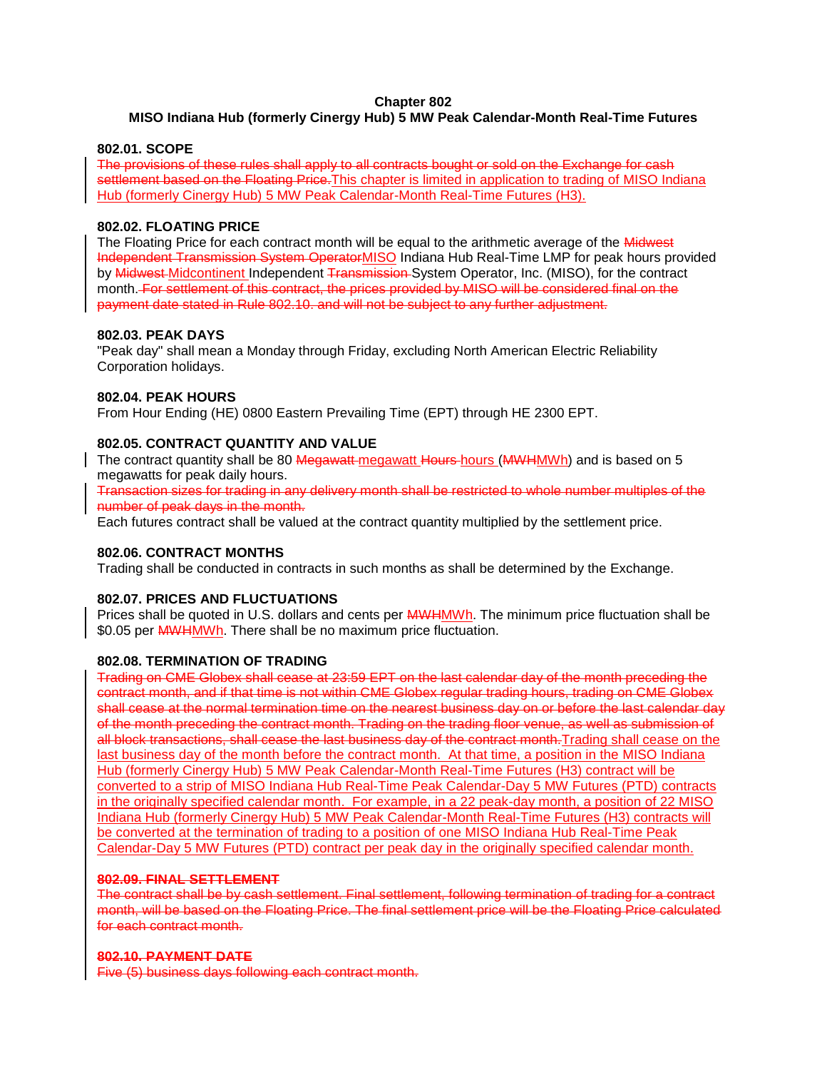**Chapter 802**

**MISO Indiana Hub (formerly Cinergy Hub) 5 MW Peak Calendar-Month Real-Time Futures**

**802.01. SCOPE**

~~The provisions of these rules shall apply to all contracts bought or sold on the Exchange for cash settlement based on the Floating Price.~~<u>This chapter is limited in application to trading of MISO Indiana Hub (formerly Cinergy Hub) 5 MW Peak Calendar-Month Real-Time Futures (H3).</u>

**802.02. FLOATING PRICE**

The Floating Price for each contract month will be equal to the arithmetic average of the ~~Midwest Independent Transmission System Operator~~<u>MISO</u> Indiana Hub Real-Time LMP for peak hours provided by ~~Midwest~~ <u>Midcontinent</u> Independent ~~Transmission~~ System Operator, Inc. (MISO), for the contract month. ~~For settlement of this contract, the prices provided by MISO will be considered final on the payment date stated in Rule 802.10. and will not be subject to any further adjustment.~~

**802.03. PEAK DAYS**

"Peak day" shall mean a Monday through Friday, excluding North American Electric Reliability Corporation holidays.

**802.04. PEAK HOURS**

From Hour Ending (HE) 0800 Eastern Prevailing Time (EPT) through HE 2300 EPT.

**802.05. CONTRACT QUANTITY AND VALUE**

The contract quantity shall be 80 ~~Megawatt~~ <u>megawatt</u> ~~Hours~~ <u>hours</u> (~~MWH~~<u>MWh</u>) and is based on 5 megawatts for peak daily hours.

~~Transaction sizes for trading in any delivery month shall be restricted to whole number multiples of the number of peak days in the month.~~

Each futures contract shall be valued at the contract quantity multiplied by the settlement price.

**802.06. CONTRACT MONTHS**

Trading shall be conducted in contracts in such months as shall be determined by the Exchange.

**802.07. PRICES AND FLUCTUATIONS**

Prices shall be quoted in U.S. dollars and cents per ~~MWH~~<u>MWh</u>. The minimum price fluctuation shall be \$0.05 per ~~MWH~~<u>MWh</u>. There shall be no maximum price fluctuation.

**802.08. TERMINATION OF TRADING**

~~Trading on CME Globex shall cease at 23:59 EPT on the last calendar day of the month preceding the contract month, and if that time is not within CME Globex regular trading hours, trading on CME Globex shall cease at the normal termination time on the nearest business day on or before the last calendar day of the month preceding the contract month. Trading on the trading floor venue, as well as submission of all block transactions, shall cease the last business day of the contract month.~~<u>Trading shall cease on the last business day of the month before the contract month. At that time, a position in the MISO Indiana Hub (formerly Cinergy Hub) 5 MW Peak Calendar-Month Real-Time Futures (H3) contract will be converted to a strip of MISO Indiana Hub Real-Time Peak Calendar-Day 5 MW Futures (PTD) contracts in the originally specified calendar month. For example, in a 22 peak-day month, a position of 22 MISO Indiana Hub (formerly Cinergy Hub) 5 MW Peak Calendar-Month Real-Time Futures (H3) contracts will be converted at the termination of trading to a position of one MISO Indiana Hub Real-Time Peak Calendar-Day 5 MW Futures (PTD) contract per peak day in the originally specified calendar month.</u>

~~**802.09. FINAL SETTLEMENT**~~

~~The contract shall be by cash settlement. Final settlement, following termination of trading for a contract month, will be based on the Floating Price. The final settlement price will be the Floating Price calculated for each contract month.~~

~~**802.10. PAYMENT DATE**~~

~~Five (5) business days following each contract month.~~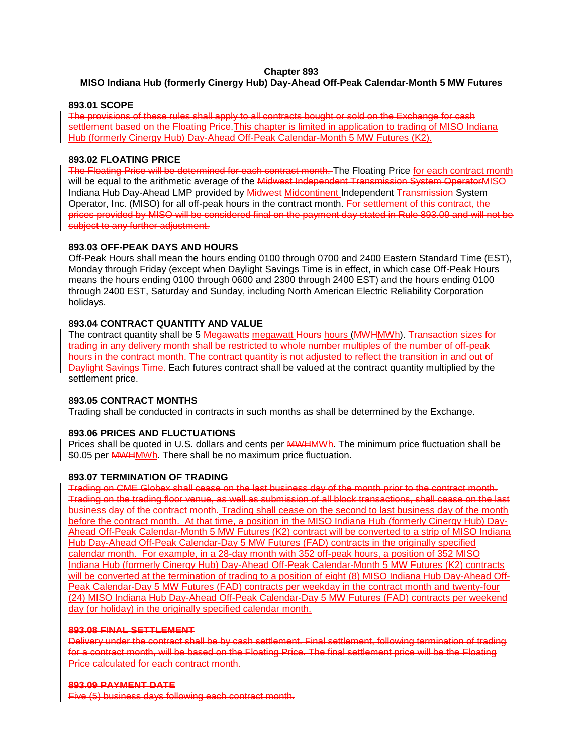**Chapter 893**

**MISO Indiana Hub (formerly Cinergy Hub) Day-Ahead Off-Peak Calendar-Month 5 MW Futures**

**893.01 SCOPE**

~~The provisions of these rules shall apply to all contracts bought or sold on the Exchange for cash settlement based on the Floating Price.~~This chapter is limited in application to trading of MISO Indiana Hub (formerly Cinergy Hub) Day-Ahead Off-Peak Calendar-Month 5 MW Futures (K2).

**893.02 FLOATING PRICE**

~~The Floating Price will be determined for each contract month.~~ The Floating Price for each contract month will be equal to the arithmetic average of the ~~Midwest Independent Transmission System Operator~~MISO Indiana Hub Day-Ahead LMP provided by ~~Midwest~~ Midcontinent Independent ~~Transmission~~ System Operator, Inc. (MISO) for all off-peak hours in the contract month. ~~For settlement of this contract, the prices provided by MISO will be considered final on the payment day stated in Rule 893.09 and will not be subject to any further adjustment.~~

**893.03 OFF-PEAK DAYS AND HOURS**

Off-Peak Hours shall mean the hours ending 0100 through 0700 and 2400 Eastern Standard Time (EST), Monday through Friday (except when Daylight Savings Time is in effect, in which case Off-Peak Hours means the hours ending 0100 through 0600 and 2300 through 2400 EST) and the hours ending 0100 through 2400 EST, Saturday and Sunday, including North American Electric Reliability Corporation holidays.

**893.04 CONTRACT QUANTITY AND VALUE**

The contract quantity shall be 5 ~~Megawatts~~ megawatt ~~Hours~~ hours (~~MWH~~MWh). ~~Transaction sizes for trading in any delivery month shall be restricted to whole number multiples of the number of off-peak hours in the contract month. The contract quantity is not adjusted to reflect the transition in and out of Daylight Savings Time.~~ Each futures contract shall be valued at the contract quantity multiplied by the settlement price.

**893.05 CONTRACT MONTHS**

Trading shall be conducted in contracts in such months as shall be determined by the Exchange.

**893.06 PRICES AND FLUCTUATIONS**

Prices shall be quoted in U.S. dollars and cents per ~~MWH~~MWh. The minimum price fluctuation shall be $0.05 per ~~MWH~~MWh. There shall be no maximum price fluctuation.

**893.07 TERMINATION OF TRADING**

~~Trading on CME Globex shall cease on the last business day of the month prior to the contract month. Trading on the trading floor venue, as well as submission of all block transactions, shall cease on the last business day of the contract month.~~ Trading shall cease on the second to last business day of the month before the contract month. At that time, a position in the MISO Indiana Hub (formerly Cinergy Hub) Day-Ahead Off-Peak Calendar-Month 5 MW Futures (K2) contract will be converted to a strip of MISO Indiana Hub Day-Ahead Off-Peak Calendar-Day 5 MW Futures (FAD) contracts in the originally specified calendar month. For example, in a 28-day month with 352 off-peak hours, a position of 352 MISO Indiana Hub (formerly Cinergy Hub) Day-Ahead Off-Peak Calendar-Month 5 MW Futures (K2) contracts will be converted at the termination of trading to a position of eight (8) MISO Indiana Hub Day-Ahead Off-Peak Calendar-Day 5 MW Futures (FAD) contracts per weekday in the contract month and twenty-four (24) MISO Indiana Hub Day-Ahead Off-Peak Calendar-Day 5 MW Futures (FAD) contracts per weekend day (or holiday) in the originally specified calendar month.

~~**893.08 FINAL SETTLEMENT**~~

~~Delivery under the contract shall be by cash settlement. Final settlement, following termination of trading for a contract month, will be based on the Floating Price. The final settlement price will be the Floating Price calculated for each contract month.~~

~~**893.09 PAYMENT DATE**~~

~~Five (5) business days following each contract month.~~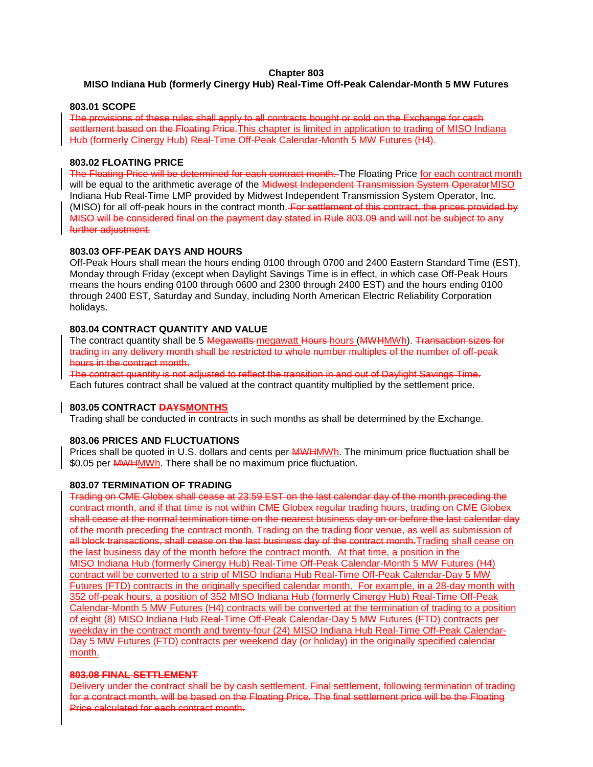**Chapter 803**
**MISO Indiana Hub (formerly Cinergy Hub) Real-Time Off-Peak Calendar-Month 5 MW Futures**

**803.01 SCOPE**
~~The provisions of these rules shall apply to all contracts bought or sold on the Exchange for cash settlement based on the Floating Price.~~This chapter is limited in application to trading of MISO Indiana Hub (formerly Cinergy Hub) Real-Time Off-Peak Calendar-Month 5 MW Futures (H4).

**803.02 FLOATING PRICE**
~~The Floating Price will be determined for each contract month.~~ The Floating Price for each contract month will be equal to the arithmetic average of the ~~Midwest Independent Transmission System Operator~~MISO Indiana Hub Real-Time LMP provided by Midwest Independent Transmission System Operator, Inc. (MISO) for all off-peak hours in the contract month. ~~For settlement of this contract, the prices provided by MISO will be considered final on the payment day stated in Rule 803.09 and will not be subject to any further adjustment.~~

**803.03 OFF-PEAK DAYS AND HOURS**
Off-Peak Hours shall mean the hours ending 0100 through 0700 and 2400 Eastern Standard Time (EST), Monday through Friday (except when Daylight Savings Time is in effect, in which case Off-Peak Hours means the hours ending 0100 through 0600 and 2300 through 2400 EST) and the hours ending 0100 through 2400 EST, Saturday and Sunday, including North American Electric Reliability Corporation holidays.

**803.04 CONTRACT QUANTITY AND VALUE**
The contract quantity shall be 5 ~~Megawatts~~ megawatt ~~Hours~~ hours (~~MWH~~MWh). ~~Transaction sizes for trading in any delivery month shall be restricted to whole number multiples of the number of off-peak hours in the contract month.~~
~~The contract quantity is not adjusted to reflect the transition in and out of Daylight Savings Time.~~
Each futures contract shall be valued at the contract quantity multiplied by the settlement price.

**803.05 CONTRACT ~~DAYS~~MONTHS**
Trading shall be conducted in contracts in such months as shall be determined by the Exchange.

**803.06 PRICES AND FLUCTUATIONS**
Prices shall be quoted in U.S. dollars and cents per ~~MWH~~MWh. The minimum price fluctuation shall be $0.05 per ~~MWH~~MWh. There shall be no maximum price fluctuation.

**803.07 TERMINATION OF TRADING**
~~Trading on CME Globex shall cease at 23:59 EST on the last calendar day of the month preceding the contract month, and if that time is not within CME Globex regular trading hours, trading on CME Globex shall cease at the normal termination time on the nearest business day on or before the last calendar day of the month preceding the contract month. Trading on the trading floor venue, as well as submission of all block transactions, shall cease on the last business day of the contract month.~~Trading shall cease on the last business day of the month before the contract month. At that time, a position in the MISO Indiana Hub (formerly Cinergy Hub) Real-Time Off-Peak Calendar-Month 5 MW Futures (H4) contract will be converted to a strip of MISO Indiana Hub Real-Time Off-Peak Calendar-Day 5 MW Futures (FTD) contracts in the originally specified calendar month. For example, in a 28-day month with 352 off-peak hours, a position of 352 MISO Indiana Hub (formerly Cinergy Hub) Real-Time Off-Peak Calendar-Month 5 MW Futures (H4) contracts will be converted at the termination of trading to a position of eight (8) MISO Indiana Hub Real-Time Off-Peak Calendar-Day 5 MW Futures (FTD) contracts per weekday in the contract month and twenty-four (24) MISO Indiana Hub Real-Time Off-Peak Calendar-Day 5 MW Futures (FTD) contracts per weekend day (or holiday) in the originally specified calendar month.

~~**803.08 FINAL SETTLEMENT**~~
~~Delivery under the contract shall be by cash settlement. Final settlement, following termination of trading for a contract month, will be based on the Floating Price. The final settlement price will be the Floating Price calculated for each contract month.~~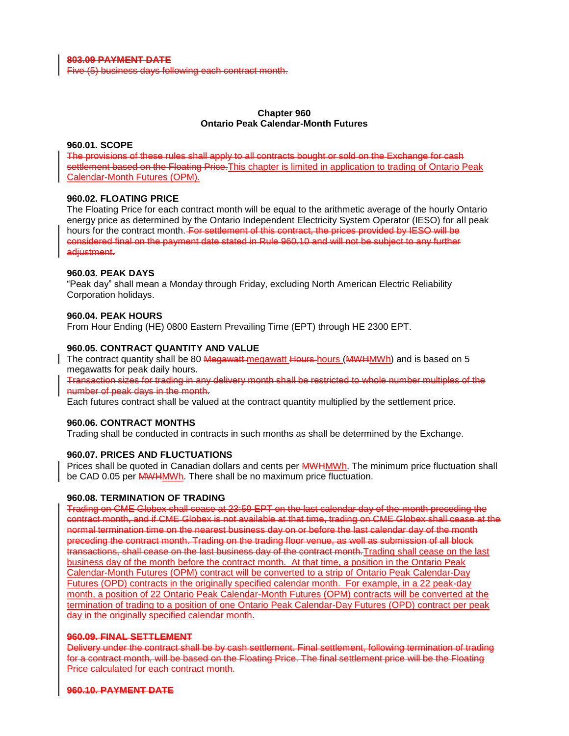~~**803.09 PAYMENT DATE**~~

~~Five (5) business days following each contract month.~~

**Chapter 960**
**Ontario Peak Calendar-Month Futures**

**960.01. SCOPE**

~~The provisions of these rules shall apply to all contracts bought or sold on the Exchange for cash settlement based on the Floating Price.~~This chapter is limited in application to trading of Ontario Peak Calendar-Month Futures (OPM).

**960.02. FLOATING PRICE**

The Floating Price for each contract month will be equal to the arithmetic average of the hourly Ontario energy price as determined by the Ontario Independent Electricity System Operator (IESO) for all peak hours for the contract month. ~~For settlement of this contract, the prices provided by IESO will be considered final on the payment date stated in Rule 960.10 and will not be subject to any further adjustment.~~

**960.03. PEAK DAYS**

"Peak day" shall mean a Monday through Friday, excluding North American Electric Reliability Corporation holidays.

**960.04. PEAK HOURS**

From Hour Ending (HE) 0800 Eastern Prevailing Time (EPT) through HE 2300 EPT.

**960.05. CONTRACT QUANTITY AND VALUE**

The contract quantity shall be 80 ~~Megawatt~~ megawatt ~~Hours~~ hours (~~MWH~~MWh) and is based on 5 megawatts for peak daily hours.

~~Transaction sizes for trading in any delivery month shall be restricted to whole number multiples of the number of peak days in the month.~~

Each futures contract shall be valued at the contract quantity multiplied by the settlement price.

**960.06. CONTRACT MONTHS**

Trading shall be conducted in contracts in such months as shall be determined by the Exchange.

**960.07. PRICES AND FLUCTUATIONS**

Prices shall be quoted in Canadian dollars and cents per ~~MWH~~MWh. The minimum price fluctuation shall be CAD 0.05 per ~~MWH~~MWh. There shall be no maximum price fluctuation.

**960.08. TERMINATION OF TRADING**

~~Trading on CME Globex shall cease at 23:59 EPT on the last calendar day of the month preceding the contract month, and if CME Globex is not available at that time, trading on CME Globex shall cease at the normal termination time on the nearest business day on or before the last calendar day of the month preceding the contract month. Trading on the trading floor venue, as well as submission of all block transactions, shall cease on the last business day of the contract month.~~Trading shall cease on the last business day of the month before the contract month. At that time, a position in the Ontario Peak Calendar-Month Futures (OPM) contract will be converted to a strip of Ontario Peak Calendar-Day Futures (OPD) contracts in the originally specified calendar month. For example, in a 22 peak-day month, a position of 22 Ontario Peak Calendar-Month Futures (OPM) contracts will be converted at the termination of trading to a position of one Ontario Peak Calendar-Day Futures (OPD) contract per peak day in the originally specified calendar month.

~~**960.09. FINAL SETTLEMENT**~~

~~Delivery under the contract shall be by cash settlement. Final settlement, following termination of trading for a contract month, will be based on the Floating Price. The final settlement price will be the Floating Price calculated for each contract month.~~

~~**960.10. PAYMENT DATE**~~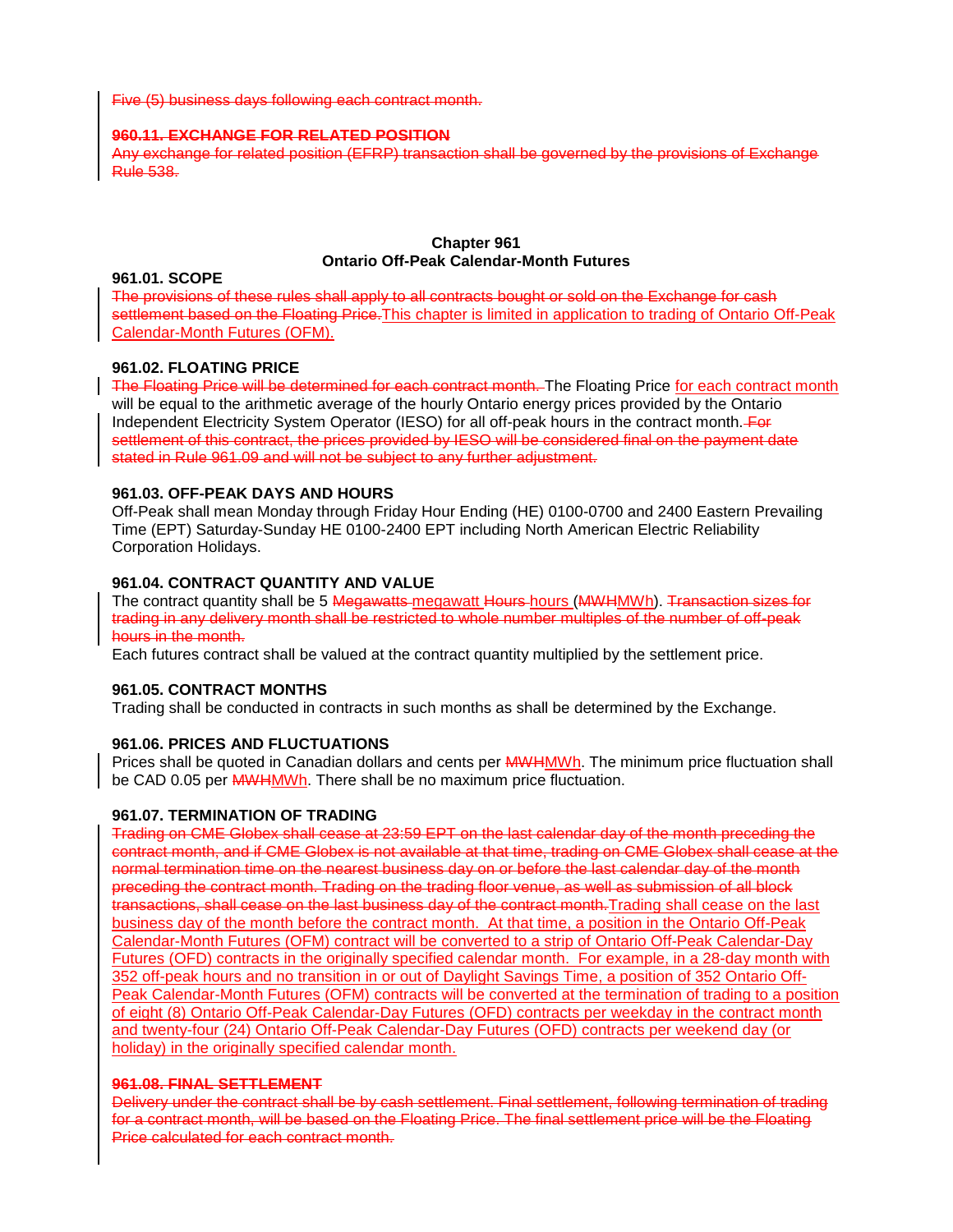Five (5) business days following each contract month.

**960.11. EXCHANGE FOR RELATED POSITION**

Any exchange for related position (EFRP) transaction shall be governed by the provisions of Exchange Rule 538.

**Chapter 961**
**Ontario Off-Peak Calendar-Month Futures**

**961.01. SCOPE**

The provisions of these rules shall apply to all contracts bought or sold on the Exchange for cash settlement based on the Floating Price.This chapter is limited in application to trading of Ontario Off-Peak Calendar-Month Futures (OFM).

**961.02. FLOATING PRICE**

The Floating Price will be determined for each contract month. The Floating Price for each contract month will be equal to the arithmetic average of the hourly Ontario energy prices provided by the Ontario Independent Electricity System Operator (IESO) for all off-peak hours in the contract month. For settlement of this contract, the prices provided by IESO will be considered final on the payment date stated in Rule 961.09 and will not be subject to any further adjustment.

**961.03. OFF-PEAK DAYS AND HOURS**

Off-Peak shall mean Monday through Friday Hour Ending (HE) 0100-0700 and 2400 Eastern Prevailing Time (EPT) Saturday-Sunday HE 0100-2400 EPT including North American Electric Reliability Corporation Holidays.

**961.04. CONTRACT QUANTITY AND VALUE**

The contract quantity shall be 5 Megawatts megawatt Hours hours (MWHMWh). Transaction sizes for trading in any delivery month shall be restricted to whole number multiples of the number of off-peak hours in the month.

Each futures contract shall be valued at the contract quantity multiplied by the settlement price.

**961.05. CONTRACT MONTHS**

Trading shall be conducted in contracts in such months as shall be determined by the Exchange.

**961.06. PRICES AND FLUCTUATIONS**

Prices shall be quoted in Canadian dollars and cents per MWHMWh. The minimum price fluctuation shall be CAD 0.05 per MWHMWh. There shall be no maximum price fluctuation.

**961.07. TERMINATION OF TRADING**

Trading on CME Globex shall cease at 23:59 EPT on the last calendar day of the month preceding the contract month, and if CME Globex is not available at that time, trading on CME Globex shall cease at the normal termination time on the nearest business day on or before the last calendar day of the month preceding the contract month. Trading on the trading floor venue, as well as submission of all block transactions, shall cease on the last business day of the contract month.Trading shall cease on the last business day of the month before the contract month. At that time, a position in the Ontario Off-Peak Calendar-Month Futures (OFM) contract will be converted to a strip of Ontario Off-Peak Calendar-Day Futures (OFD) contracts in the originally specified calendar month. For example, in a 28-day month with 352 off-peak hours and no transition in or out of Daylight Savings Time, a position of 352 Ontario Off-Peak Calendar-Month Futures (OFM) contracts will be converted at the termination of trading to a position of eight (8) Ontario Off-Peak Calendar-Day Futures (OFD) contracts per weekday in the contract month and twenty-four (24) Ontario Off-Peak Calendar-Day Futures (OFD) contracts per weekend day (or holiday) in the originally specified calendar month.

**961.08. FINAL SETTLEMENT**

Delivery under the contract shall be by cash settlement. Final settlement, following termination of trading for a contract month, will be based on the Floating Price. The final settlement price will be the Floating Price calculated for each contract month.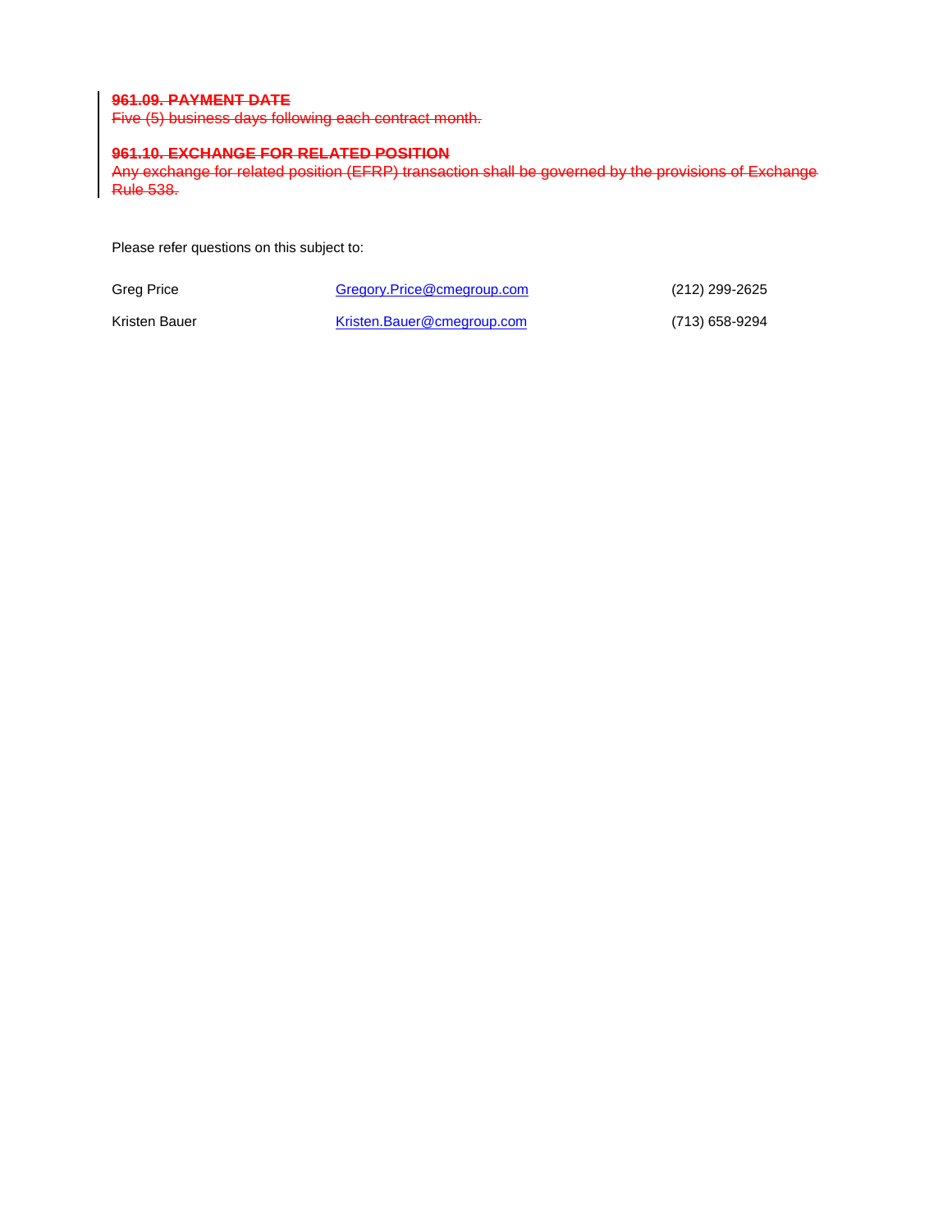~~**961.09. PAYMENT DATE**~~
~~Five (5) business days following each contract month.~~

~~**961.10. EXCHANGE FOR RELATED POSITION**~~
~~Any exchange for related position (EFRP) transaction shall be governed by the provisions of Exchange Rule 538.~~

Please refer questions on this subject to:

| | | |
|---|---|---|
| Greg Price | Gregory.Price@cmegroup.com | (212) 299-2625 |
| Kristen Bauer | Kristen.Bauer@cmegroup.com | (713) 658-9294 |